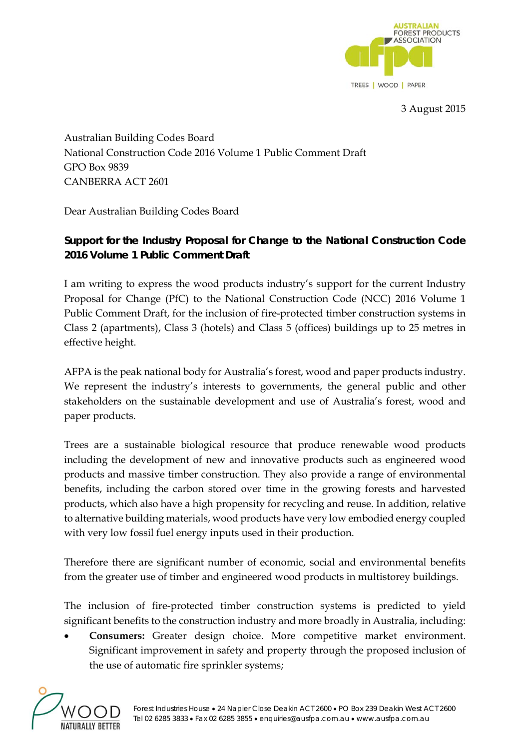3 August 2015

Australian Building Codes Board
National Construction Code 2016 Volume 1 Public Comment Draft
GPO Box 9839
CANBERRA ACT 2601

Dear Australian Building Codes Board

**Support for the Industry Proposal for Change to the National Construction Code 2016 Volume 1 Public Comment Draft**

I am writing to express the wood products industry's support for the current Industry Proposal for Change (PfC) to the National Construction Code (NCC) 2016 Volume 1 Public Comment Draft, for the inclusion of fire-protected timber construction systems in Class 2 (apartments), Class 3 (hotels) and Class 5 (offices) buildings up to 25 metres in effective height.

AFPA is the peak national body for Australia's forest, wood and paper products industry. We represent the industry's interests to governments, the general public and other stakeholders on the sustainable development and use of Australia's forest, wood and paper products.

Trees are a sustainable biological resource that produce renewable wood products including the development of new and innovative products such as engineered wood products and massive timber construction. They also provide a range of environmental benefits, including the carbon stored over time in the growing forests and harvested products, which also have a high propensity for recycling and reuse. In addition, relative to alternative building materials, wood products have very low embodied energy coupled with very low fossil fuel energy inputs used in their production.

Therefore there are significant number of economic, social and environmental benefits from the greater use of timber and engineered wood products in multistorey buildings.

The inclusion of fire-protected timber construction systems is predicted to yield significant benefits to the construction industry and more broadly in Australia, including:

- **Consumers:** Greater design choice. More competitive market environment. Significant improvement in safety and property through the proposed inclusion of the use of automatic fire sprinkler systems;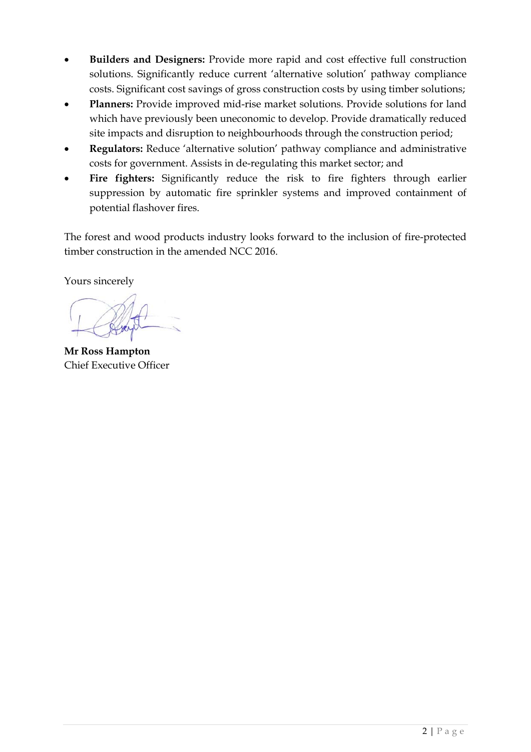- **Builders and Designers:** Provide more rapid and cost effective full construction solutions. Significantly reduce current 'alternative solution' pathway compliance costs. Significant cost savings of gross construction costs by using timber solutions;
- **Planners:** Provide improved mid-rise market solutions. Provide solutions for land which have previously been uneconomic to develop. Provide dramatically reduced site impacts and disruption to neighbourhoods through the construction period;
- **Regulators:** Reduce 'alternative solution' pathway compliance and administrative costs for government. Assists in de-regulating this market sector; and
- **Fire fighters:** Significantly reduce the risk to fire fighters through earlier suppression by automatic fire sprinkler systems and improved containment of potential flashover fires.

The forest and wood products industry looks forward to the inclusion of fire-protected timber construction in the amended NCC 2016.

Yours sincerely

**Mr Ross Hampton**
Chief Executive Officer